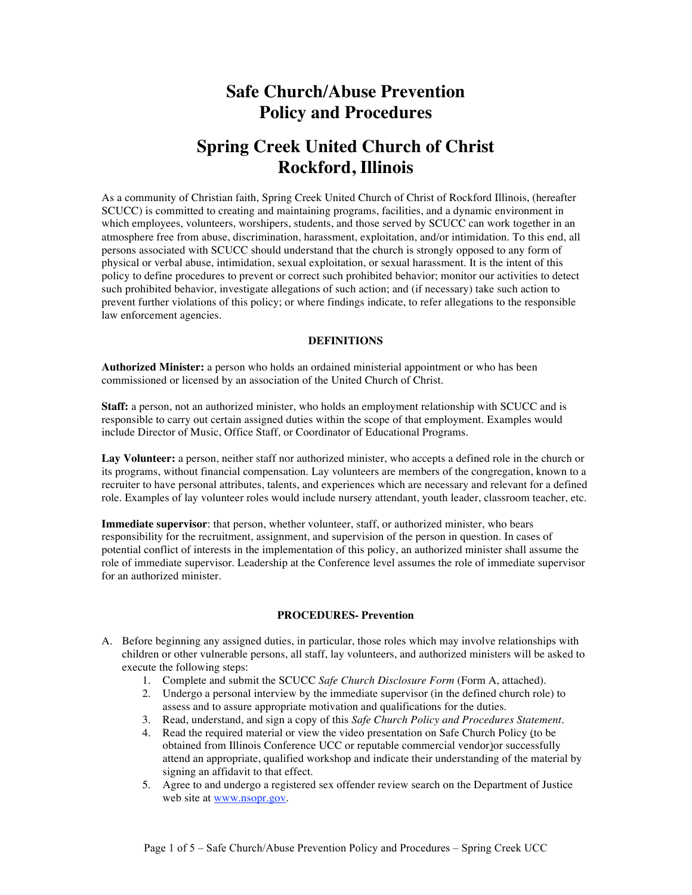# Safe Church/Abuse Prevention Policy and Procedures

# Spring Creek United Church of Christ Rockford, Illinois

As a community of Christian faith, Spring Creek United Church of Christ of Rockford Illinois, (hereafter SCUCC) is committed to creating and maintaining programs, facilities, and a dynamic environment in which employees, volunteers, worshipers, students, and those served by SCUCC can work together in an atmosphere free from abuse, discrimination, harassment, exploitation, and/or intimidation. To this end, all persons associated with SCUCC should understand that the church is strongly opposed to any form of physical or verbal abuse, intimidation, sexual exploitation, or sexual harassment. It is the intent of this policy to define procedures to prevent or correct such prohibited behavior; monitor our activities to detect such prohibited behavior, investigate allegations of such action; and (if necessary) take such action to prevent further violations of this policy; or where findings indicate, to refer allegations to the responsible law enforcement agencies.

## DEFINITIONS

**Authorized Minister:** a person who holds an ordained ministerial appointment or who has been commissioned or licensed by an association of the United Church of Christ.

**Staff:** a person, not an authorized minister, who holds an employment relationship with SCUCC and is responsible to carry out certain assigned duties within the scope of that employment. Examples would include Director of Music, Office Staff, or Coordinator of Educational Programs.

**Lay Volunteer:** a person, neither staff nor authorized minister, who accepts a defined role in the church or its programs, without financial compensation. Lay volunteers are members of the congregation, known to a recruiter to have personal attributes, talents, and experiences which are necessary and relevant for a defined role. Examples of lay volunteer roles would include nursery attendant, youth leader, classroom teacher, etc.

**Immediate supervisor**: that person, whether volunteer, staff, or authorized minister, who bears responsibility for the recruitment, assignment, and supervision of the person in question. In cases of potential conflict of interests in the implementation of this policy, an authorized minister shall assume the role of immediate supervisor. Leadership at the Conference level assumes the role of immediate supervisor for an authorized minister.

## PROCEDURES- Prevention

A. Before beginning any assigned duties, in particular, those roles which may involve relationships with children or other vulnerable persons, all staff, lay volunteers, and authorized ministers will be asked to execute the following steps:
   1. Complete and submit the SCUCC *Safe Church Disclosure Form* (Form A, attached).
   2. Undergo a personal interview by the immediate supervisor (in the defined church role) to assess and to assure appropriate motivation and qualifications for the duties.
   3. Read, understand, and sign a copy of this *Safe Church Policy and Procedures Statement*.
   4. Read the required material or view the video presentation on Safe Church Policy (to be obtained from Illinois Conference UCC or reputable commercial vendor) or successfully attend an appropriate, qualified workshop and indicate their understanding of the material by signing an affidavit to that effect.
   5. Agree to and undergo a registered sex offender review search on the Department of Justice web site at www.nsopr.gov.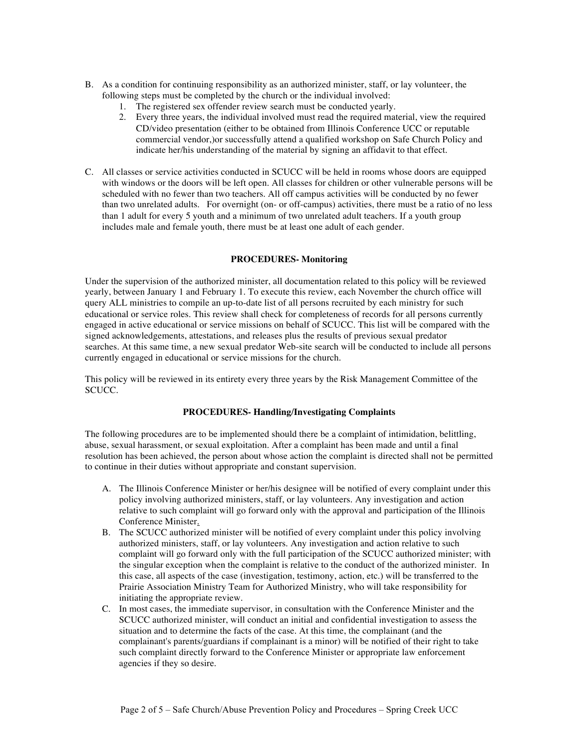B. As a condition for continuing responsibility as an authorized minister, staff, or lay volunteer, the following steps must be completed by the church or the individual involved:
   1. The registered sex offender review search must be conducted yearly.
   2. Every three years, the individual involved must read the required material, view the required CD/video presentation (either to be obtained from Illinois Conference UCC or reputable commercial vendor,)or successfully attend a qualified workshop on Safe Church Policy and indicate her/his understanding of the material by signing an affidavit to that effect.

C. All classes or service activities conducted in SCUCC will be held in rooms whose doors are equipped with windows or the doors will be left open. All classes for children or other vulnerable persons will be scheduled with no fewer than two teachers. All off campus activities will be conducted by no fewer than two unrelated adults. For overnight (on- or off-campus) activities, there must be a ratio of no less than 1 adult for every 5 youth and a minimum of two unrelated adult teachers. If a youth group includes male and female youth, there must be at least one adult of each gender.

**PROCEDURES- Monitoring**

Under the supervision of the authorized minister, all documentation related to this policy will be reviewed yearly, between January 1 and February 1. To execute this review, each November the church office will query ALL ministries to compile an up-to-date list of all persons recruited by each ministry for such educational or service roles. This review shall check for completeness of records for all persons currently engaged in active educational or service missions on behalf of SCUCC. This list will be compared with the signed acknowledgements, attestations, and releases plus the results of previous sexual predator searches. At this same time, a new sexual predator Web-site search will be conducted to include all persons currently engaged in educational or service missions for the church.

This policy will be reviewed in its entirety every three years by the Risk Management Committee of the SCUCC.

**PROCEDURES- Handling/Investigating Complaints**

The following procedures are to be implemented should there be a complaint of intimidation, belittling, abuse, sexual harassment, or sexual exploitation. After a complaint has been made and until a final resolution has been achieved, the person about whose action the complaint is directed shall not be permitted to continue in their duties without appropriate and constant supervision.

A. The Illinois Conference Minister or her/his designee will be notified of every complaint under this policy involving authorized ministers, staff, or lay volunteers. Any investigation and action relative to such complaint will go forward only with the approval and participation of the Illinois Conference Minister.
B. The SCUCC authorized minister will be notified of every complaint under this policy involving authorized ministers, staff, or lay volunteers. Any investigation and action relative to such complaint will go forward only with the full participation of the SCUCC authorized minister; with the singular exception when the complaint is relative to the conduct of the authorized minister. In this case, all aspects of the case (investigation, testimony, action, etc.) will be transferred to the Prairie Association Ministry Team for Authorized Ministry, who will take responsibility for initiating the appropriate review.
C. In most cases, the immediate supervisor, in consultation with the Conference Minister and the SCUCC authorized minister, will conduct an initial and confidential investigation to assess the situation and to determine the facts of the case. At this time, the complainant (and the complainant's parents/guardians if complainant is a minor) will be notified of their right to take such complaint directly forward to the Conference Minister or appropriate law enforcement agencies if they so desire.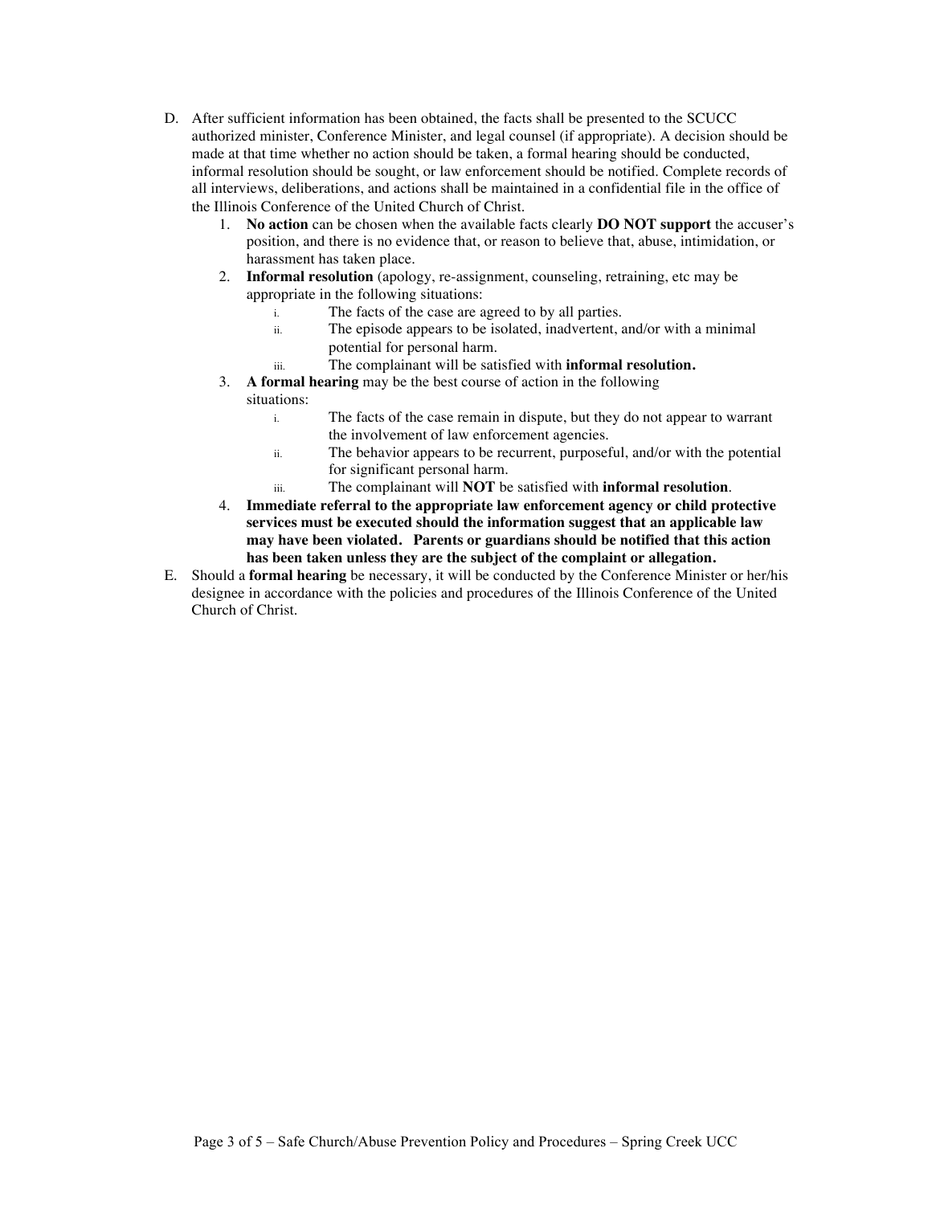D. After sufficient information has been obtained, the facts shall be presented to the SCUCC authorized minister, Conference Minister, and legal counsel (if appropriate). A decision should be made at that time whether no action should be taken, a formal hearing should be conducted, informal resolution should be sought, or law enforcement should be notified. Complete records of all interviews, deliberations, and actions shall be maintained in a confidential file in the office of the Illinois Conference of the United Church of Christ.

   1. **No action** can be chosen when the available facts clearly **DO NOT support** the accuser's position, and there is no evidence that, or reason to believe that, abuse, intimidation, or harassment has taken place.
   2. **Informal resolution** (apology, re-assignment, counseling, retraining, etc may be appropriate in the following situations:
      i. The facts of the case are agreed to by all parties.
      ii. The episode appears to be isolated, inadvertent, and/or with a minimal potential for personal harm.
      iii. The complainant will be satisfied with **informal resolution.**
   3. **A formal hearing** may be the best course of action in the following situations:
      i. The facts of the case remain in dispute, but they do not appear to warrant the involvement of law enforcement agencies.
      ii. The behavior appears to be recurrent, purposeful, and/or with the potential for significant personal harm.
      iii. The complainant will **NOT** be satisfied with **informal resolution**.
   4. **Immediate referral to the appropriate law enforcement agency or child protective services must be executed should the information suggest that an applicable law may have been violated. Parents or guardians should be notified that this action has been taken unless they are the subject of the complaint or allegation.**

E. Should a **formal hearing** be necessary, it will be conducted by the Conference Minister or her/his designee in accordance with the policies and procedures of the Illinois Conference of the United Church of Christ.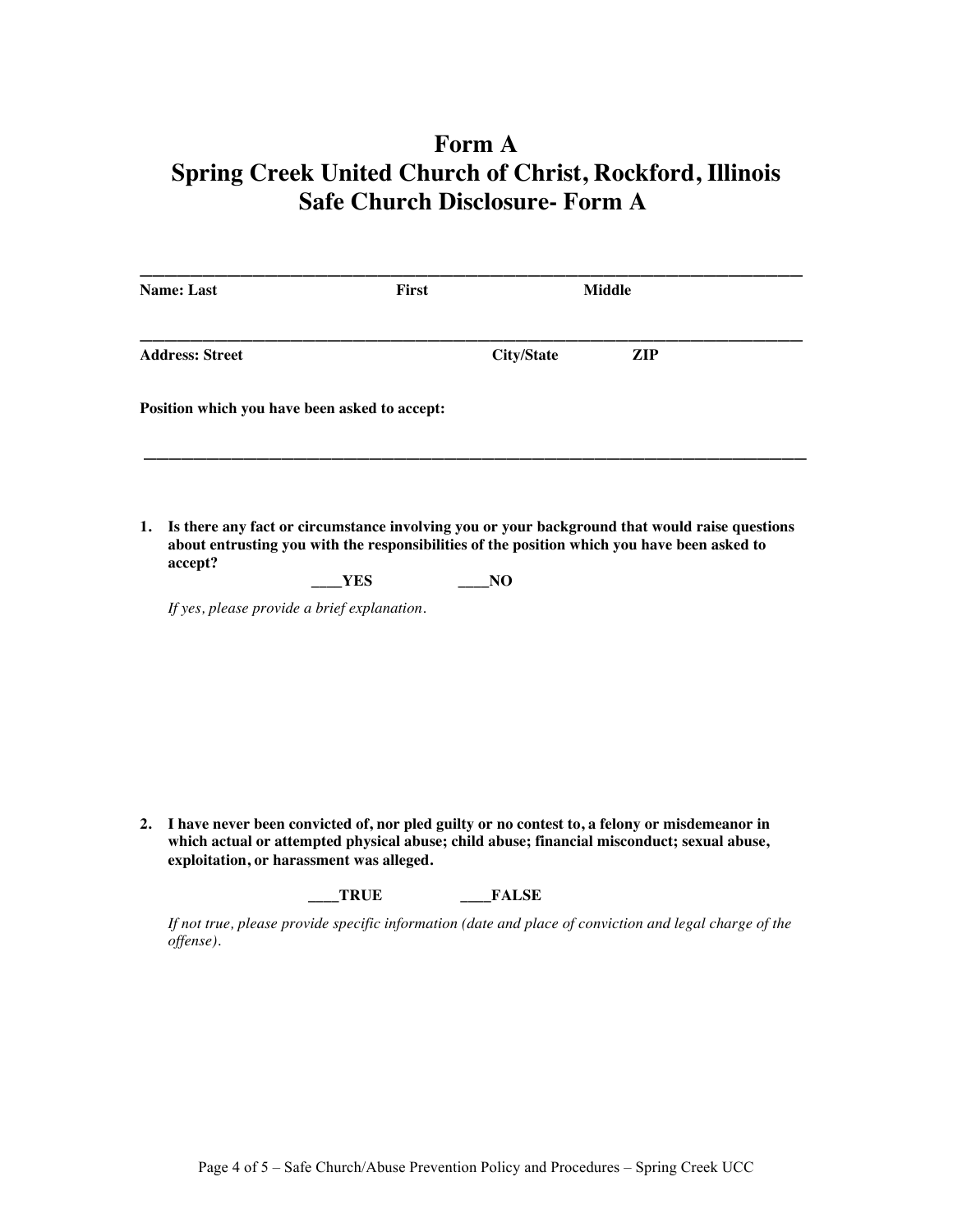# Form A
# Spring Creek United Church of Christ, Rockford, Illinois
# Safe Church Disclosure- Form A

_______________________________________________________________________________

**Name: Last** **First** **Middle**

_______________________________________________________________________________

**Address: Street** **City/State** **ZIP**

**Position which you have been asked to accept:**

_______________________________________________________________________________

1. **Is there any fact or circumstance involving you or your background that would raise questions about entrusting you with the responsibilities of the position which you have been asked to accept?**

   **____YES** **____NO**

   *If yes, please provide a brief explanation.*

2. **I have never been convicted of, nor pled guilty or no contest to, a felony or misdemeanor in which actual or attempted physical abuse; child abuse; financial misconduct; sexual abuse, exploitation, or harassment was alleged.**

   **____TRUE** **____FALSE**

   *If not true, please provide specific information (date and place of conviction and legal charge of the offense).*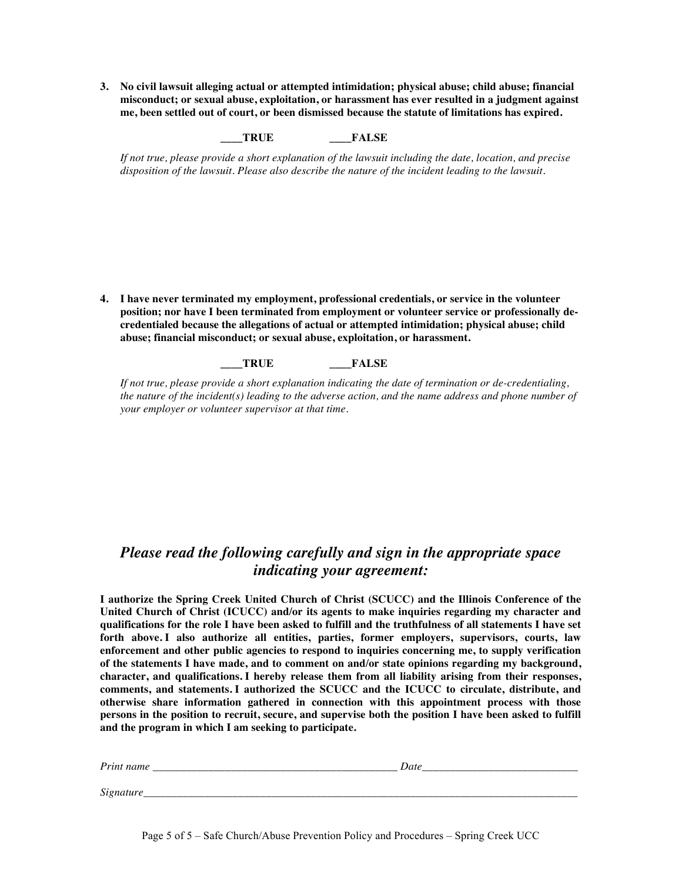**3. No civil lawsuit alleging actual or attempted intimidation; physical abuse; child abuse; financial misconduct; or sexual abuse, exploitation, or harassment has ever resulted in a judgment against me, been settled out of court, or been dismissed because the statute of limitations has expired.**

**____TRUE ____FALSE**

*If not true, please provide a short explanation of the lawsuit including the date, location, and precise disposition of the lawsuit. Please also describe the nature of the incident leading to the lawsuit.*

**4. I have never terminated my employment, professional credentials, or service in the volunteer position; nor have I been terminated from employment or volunteer service or professionally de-credentialed because the allegations of actual or attempted intimidation; physical abuse; child abuse; financial misconduct; or sexual abuse, exploitation, or harassment.**

**____TRUE ____FALSE**

*If not true, please provide a short explanation indicating the date of termination or de-credentialing, the nature of the incident(s) leading to the adverse action, and the name address and phone number of your employer or volunteer supervisor at that time.*

## *Please read the following carefully and sign in the appropriate space indicating your agreement:*

**I authorize the Spring Creek United Church of Christ (SCUCC) and the Illinois Conference of the United Church of Christ (ICUCC) and/or its agents to make inquiries regarding my character and qualifications for the role I have been asked to fulfill and the truthfulness of all statements I have set forth above. I also authorize all entities, parties, former employers, supervisors, courts, law enforcement and other public agencies to respond to inquiries concerning me, to supply verification of the statements I have made, and to comment on and/or state opinions regarding my background, character, and qualifications. I hereby release them from all liability arising from their responses, comments, and statements. I authorized the SCUCC and the ICUCC to circulate, distribute, and otherwise share information gathered in connection with this appointment process with those persons in the position to recruit, secure, and supervise both the position I have been asked to fulfill and the program in which I am seeking to participate.**

*Print name* _____________________________________________ *Date*____________________________

*Signature*_____________________________________________________________________________________